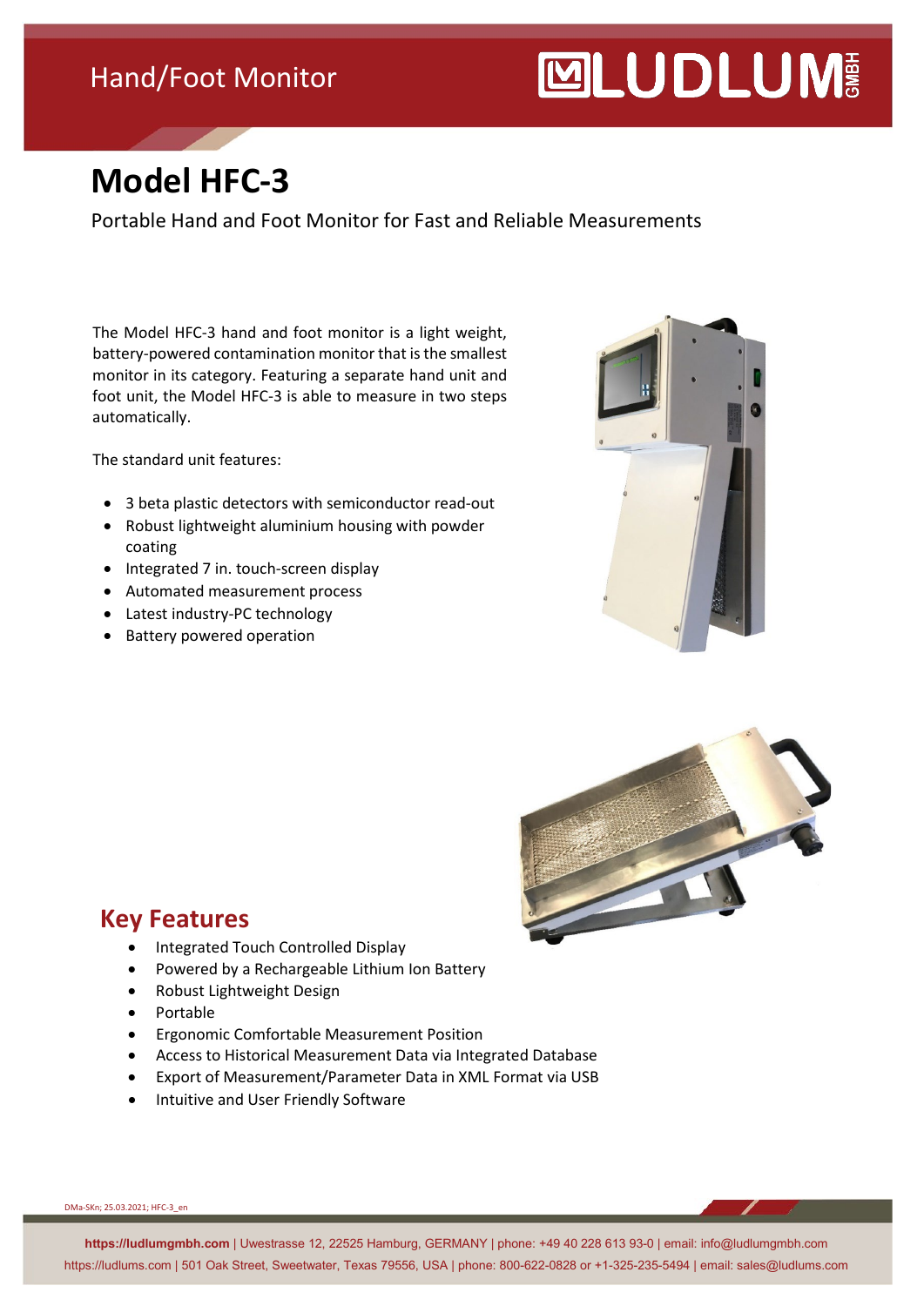Hand/Foot Monitor

LUDLUM GMBH

# Model HFC-3

Portable Hand and Foot Monitor for Fast and Reliable Measurements

The Model HFC-3 hand and foot monitor is a light weight, battery-powered contamination monitor that is the smallest monitor in its category. Featuring a separate hand unit and foot unit, the Model HFC-3 is able to measure in two steps automatically.

The standard unit features:

- 3 beta plastic detectors with semiconductor read-out
- Robust lightweight aluminium housing with powder coating
- Integrated 7 in. touch-screen display
- Automated measurement process
- Latest industry-PC technology
- Battery powered operation

## Key Features

- Integrated Touch Controlled Display
- Powered by a Rechargeable Lithium Ion Battery
- Robust Lightweight Design
- Portable
- Ergonomic Comfortable Measurement Position
- Access to Historical Measurement Data via Integrated Database
- Export of Measurement/Parameter Data in XML Format via USB
- Intuitive and User Friendly Software

DMa-SKn; 25.03.2021; HFC-3_en

**https://ludlumgmbh.com** | Uwestrasse 12, 22525 Hamburg, GERMANY | phone: +49 40 228 613 93-0 | email: info@ludlumgmbh.com
https://ludlums.com | 501 Oak Street, Sweetwater, Texas 79556, USA | phone: 800-622-0828 or +1-325-235-5494 | email: sales@ludlums.com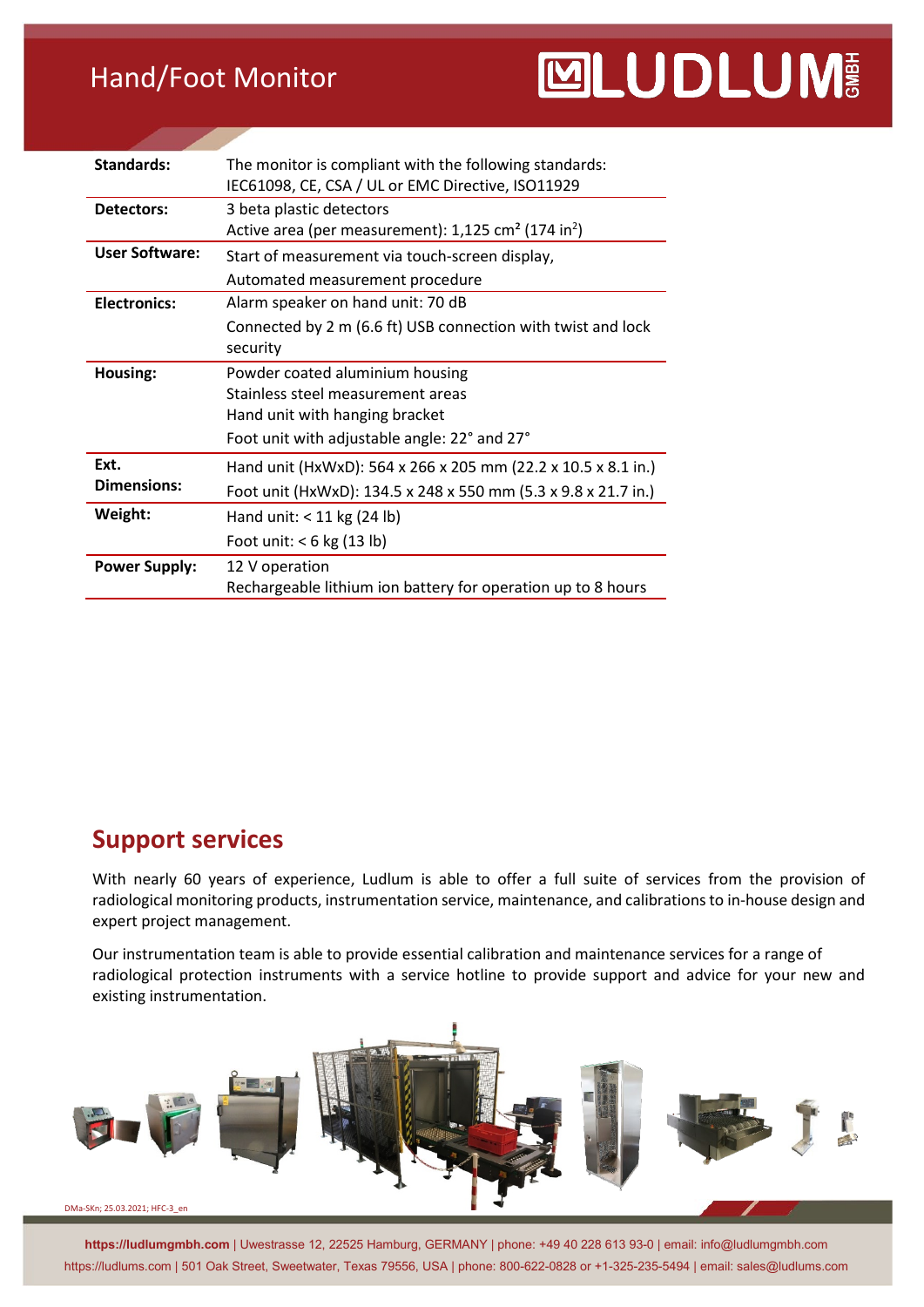| | |
|---|---|
| **Standards:** | The monitor is compliant with the following standards: IEC61098, CE, CSA / UL or EMC Directive, ISO11929 |
| **Detectors:** | 3 beta plastic detectors<br>Active area (per measurement): 1,125 $cm^2$ (174 $in^2$) |
| **User Software:** | Start of measurement via touch-screen display,<br>Automated measurement procedure |
| **Electronics:** | Alarm speaker on hand unit: 70 dB<br>Connected by 2 m (6.6 ft) USB connection with twist and lock security |
| **Housing:** | Powder coated aluminium housing<br>Stainless steel measurement areas<br>Hand unit with hanging bracket<br>Foot unit with adjustable angle: 22° and 27° |
| **Ext. Dimensions:** | Hand unit (HxWxD): 564 x 266 x 205 mm (22.2 x 10.5 x 8.1 in.)<br>Foot unit (HxWxD): 134.5 x 248 x 550 mm (5.3 x 9.8 x 21.7 in.) |
| **Weight:** | Hand unit: < 11 kg (24 lb)<br>Foot unit: < 6 kg (13 lb) |
| **Power Supply:** | 12 V operation<br>Rechargeable lithium ion battery for operation up to 8 hours |

## Support services

With nearly 60 years of experience, Ludlum is able to offer a full suite of services from the provision of radiological monitoring products, instrumentation service, maintenance, and calibrations to in-house design and expert project management.

Our instrumentation team is able to provide essential calibration and maintenance services for a range of radiological protection instruments with a service hotline to provide support and advice for your new and existing instrumentation.

DMa-SKn; 25.03.2021; HFC-3_en

**https://ludlumgmbh.com** | Uwestrasse 12, 22525 Hamburg, GERMANY | phone: +49 40 228 613 93-0 | email: info@ludlumgmbh.com
https://ludlums.com | 501 Oak Street, Sweetwater, Texas 79556, USA | phone: 800-622-0828 or +1-325-235-5494 | email: sales@ludlums.com